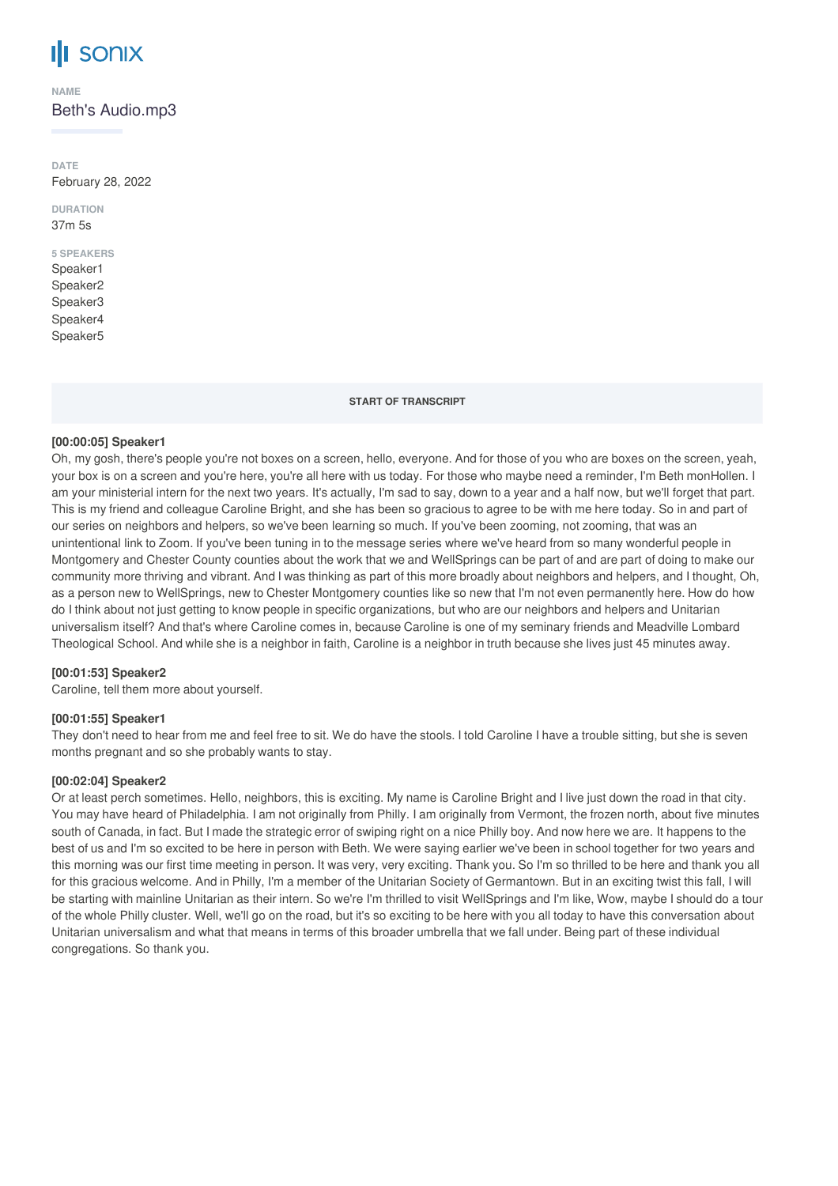# sonix

**NAME**

Beth's Audio.mp3

**DATE**

February 28, 2022

**DURATION**

37m 5s

**5 SPEAKERS**

Speaker1
Speaker2
Speaker3
Speaker4
Speaker5

**START OF TRANSCRIPT**

**[00:00:05] Speaker1**

Oh, my gosh, there's people you're not boxes on a screen, hello, everyone. And for those of you who are boxes on the screen, yeah, your box is on a screen and you're here, you're all here with us today. For those who maybe need a reminder, I'm Beth monHollen. I am your ministerial intern for the next two years. It's actually, I'm sad to say, down to a year and a half now, but we'll forget that part. This is my friend and colleague Caroline Bright, and she has been so gracious to agree to be with me here today. So in and part of our series on neighbors and helpers, so we've been learning so much. If you've been zooming, not zooming, that was an unintentional link to Zoom. If you've been tuning in to the message series where we've heard from so many wonderful people in Montgomery and Chester County counties about the work that we and WellSprings can be part of and are part of doing to make our community more thriving and vibrant. And I was thinking as part of this more broadly about neighbors and helpers, and I thought, Oh, as a person new to WellSprings, new to Chester Montgomery counties like so new that I'm not even permanently here. How do how do I think about not just getting to know people in specific organizations, but who are our neighbors and helpers and Unitarian universalism itself? And that's where Caroline comes in, because Caroline is one of my seminary friends and Meadville Lombard Theological School. And while she is a neighbor in faith, Caroline is a neighbor in truth because she lives just 45 minutes away.

**[00:01:53] Speaker2**

Caroline, tell them more about yourself.

**[00:01:55] Speaker1**

They don't need to hear from me and feel free to sit. We do have the stools. I told Caroline I have a trouble sitting, but she is seven months pregnant and so she probably wants to stay.

**[00:02:04] Speaker2**

Or at least perch sometimes. Hello, neighbors, this is exciting. My name is Caroline Bright and I live just down the road in that city. You may have heard of Philadelphia. I am not originally from Philly. I am originally from Vermont, the frozen north, about five minutes south of Canada, in fact. But I made the strategic error of swiping right on a nice Philly boy. And now here we are. It happens to the best of us and I'm so excited to be here in person with Beth. We were saying earlier we've been in school together for two years and this morning was our first time meeting in person. It was very, very exciting. Thank you. So I'm so thrilled to be here and thank you all for this gracious welcome. And in Philly, I'm a member of the Unitarian Society of Germantown. But in an exciting twist this fall, I will be starting with mainline Unitarian as their intern. So we're I'm thrilled to visit WellSprings and I'm like, Wow, maybe I should do a tour of the whole Philly cluster. Well, we'll go on the road, but it's so exciting to be here with you all today to have this conversation about Unitarian universalism and what that means in terms of this broader umbrella that we fall under. Being part of these individual congregations. So thank you.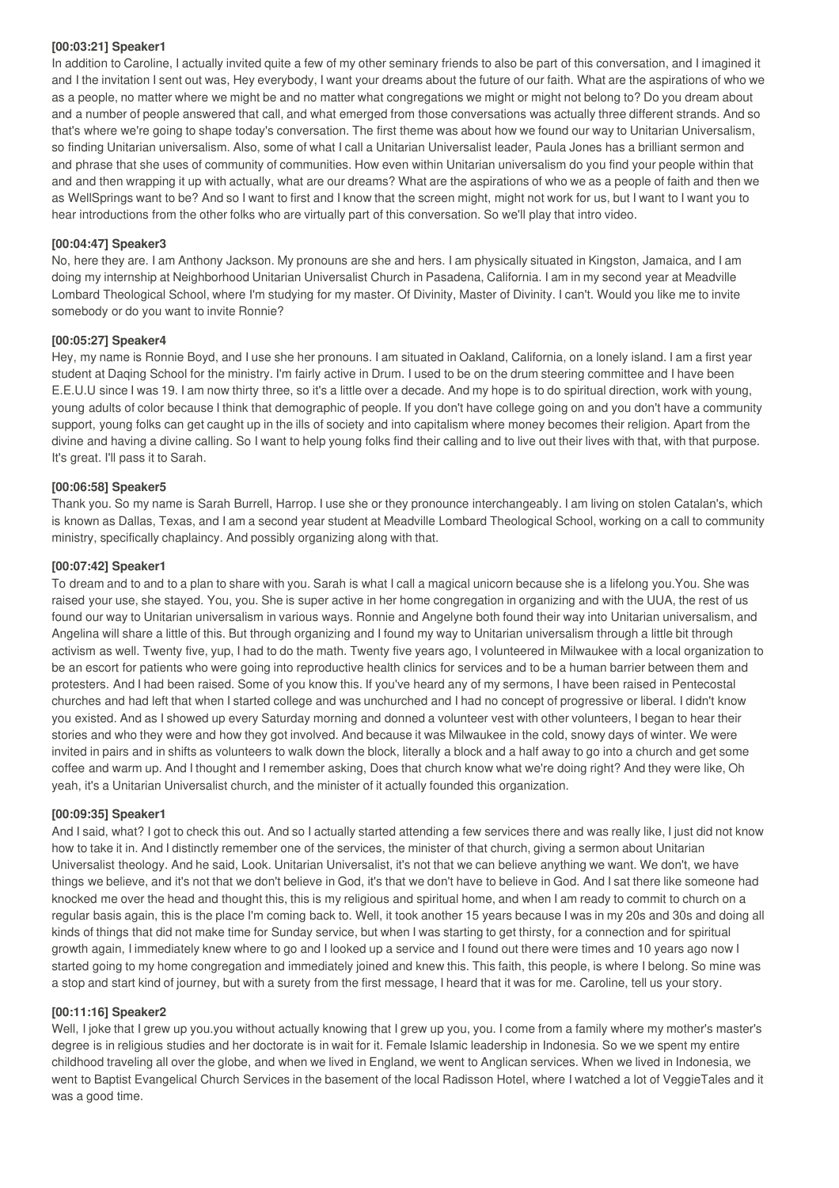**[00:03:21] Speaker1**

In addition to Caroline, I actually invited quite a few of my other seminary friends to also be part of this conversation, and I imagined it and I the invitation I sent out was, Hey everybody, I want your dreams about the future of our faith. What are the aspirations of who we as a people, no matter where we might be and no matter what congregations we might or might not belong to? Do you dream about and a number of people answered that call, and what emerged from those conversations was actually three different strands. And so that's where we're going to shape today's conversation. The first theme was about how we found our way to Unitarian Universalism, so finding Unitarian universalism. Also, some of what I call a Unitarian Universalist leader, Paula Jones has a brilliant sermon and and phrase that she uses of community of communities. How even within Unitarian universalism do you find your people within that and and then wrapping it up with actually, what are our dreams? What are the aspirations of who we as a people of faith and then we as WellSprings want to be? And so I want to first and I know that the screen might, might not work for us, but I want to I want you to hear introductions from the other folks who are virtually part of this conversation. So we'll play that intro video.

**[00:04:47] Speaker3**

No, here they are. I am Anthony Jackson. My pronouns are she and hers. I am physically situated in Kingston, Jamaica, and I am doing my internship at Neighborhood Unitarian Universalist Church in Pasadena, California. I am in my second year at Meadville Lombard Theological School, where I'm studying for my master. Of Divinity, Master of Divinity. I can't. Would you like me to invite somebody or do you want to invite Ronnie?

**[00:05:27] Speaker4**

Hey, my name is Ronnie Boyd, and I use she her pronouns. I am situated in Oakland, California, on a lonely island. I am a first year student at Daqing School for the ministry. I'm fairly active in Drum. I used to be on the drum steering committee and I have been E.E.U.U since I was 19. I am now thirty three, so it's a little over a decade. And my hope is to do spiritual direction, work with young, young adults of color because I think that demographic of people. If you don't have college going on and you don't have a community support, young folks can get caught up in the ills of society and into capitalism where money becomes their religion. Apart from the divine and having a divine calling. So I want to help young folks find their calling and to live out their lives with that, with that purpose. It's great. I'll pass it to Sarah.

**[00:06:58] Speaker5**

Thank you. So my name is Sarah Burrell, Harrop. I use she or they pronounce interchangeably. I am living on stolen Catalan's, which is known as Dallas, Texas, and I am a second year student at Meadville Lombard Theological School, working on a call to community ministry, specifically chaplaincy. And possibly organizing along with that.

**[00:07:42] Speaker1**

To dream and to and to a plan to share with you. Sarah is what I call a magical unicorn because she is a lifelong you.You. She was raised your use, she stayed. You, you. She is super active in her home congregation in organizing and with the UUA, the rest of us found our way to Unitarian universalism in various ways. Ronnie and Angelyne both found their way into Unitarian universalism, and Angelina will share a little of this. But through organizing and I found my way to Unitarian universalism through a little bit through activism as well. Twenty five, yup, I had to do the math. Twenty five years ago, I volunteered in Milwaukee with a local organization to be an escort for patients who were going into reproductive health clinics for services and to be a human barrier between them and protesters. And I had been raised. Some of you know this. If you've heard any of my sermons, I have been raised in Pentecostal churches and had left that when I started college and was unchurched and I had no concept of progressive or liberal. I didn't know you existed. And as I showed up every Saturday morning and donned a volunteer vest with other volunteers, I began to hear their stories and who they were and how they got involved. And because it was Milwaukee in the cold, snowy days of winter. We were invited in pairs and in shifts as volunteers to walk down the block, literally a block and a half away to go into a church and get some coffee and warm up. And I thought and I remember asking, Does that church know what we're doing right? And they were like, Oh yeah, it's a Unitarian Universalist church, and the minister of it actually founded this organization.

**[00:09:35] Speaker1**

And I said, what? I got to check this out. And so I actually started attending a few services there and was really like, I just did not know how to take it in. And I distinctly remember one of the services, the minister of that church, giving a sermon about Unitarian Universalist theology. And he said, Look. Unitarian Universalist, it's not that we can believe anything we want. We don't, we have things we believe, and it's not that we don't believe in God, it's that we don't have to believe in God. And I sat there like someone had knocked me over the head and thought this, this is my religious and spiritual home, and when I am ready to commit to church on a regular basis again, this is the place I'm coming back to. Well, it took another 15 years because I was in my 20s and 30s and doing all kinds of things that did not make time for Sunday service, but when I was starting to get thirsty, for a connection and for spiritual growth again, I immediately knew where to go and I looked up a service and I found out there were times and 10 years ago now I started going to my home congregation and immediately joined and knew this. This faith, this people, is where I belong. So mine was a stop and start kind of journey, but with a surety from the first message, I heard that it was for me. Caroline, tell us your story.

**[00:11:16] Speaker2**

Well, I joke that I grew up you.you without actually knowing that I grew up you, you. I come from a family where my mother's master's degree is in religious studies and her doctorate is in wait for it. Female Islamic leadership in Indonesia. So we we spent my entire childhood traveling all over the globe, and when we lived in England, we went to Anglican services. When we lived in Indonesia, we went to Baptist Evangelical Church Services in the basement of the local Radisson Hotel, where I watched a lot of VeggieTales and it was a good time.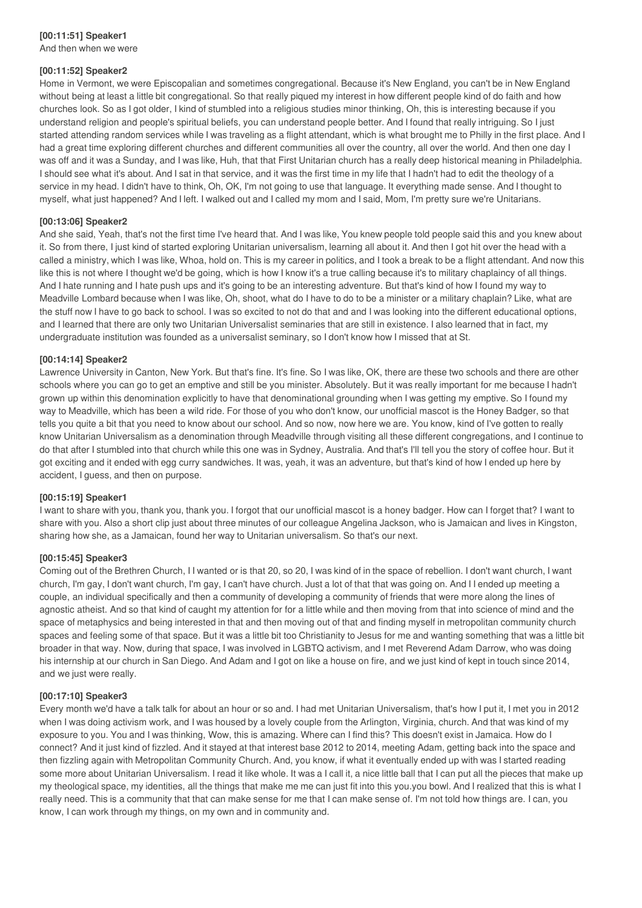**[00:11:51] Speaker1**

And then when we were

**[00:11:52] Speaker2**

Home in Vermont, we were Episcopalian and sometimes congregational. Because it's New England, you can't be in New England without being at least a little bit congregational. So that really piqued my interest in how different people kind of do faith and how churches look. So as I got older, I kind of stumbled into a religious studies minor thinking, Oh, this is interesting because if you understand religion and people's spiritual beliefs, you can understand people better. And I found that really intriguing. So I just started attending random services while I was traveling as a flight attendant, which is what brought me to Philly in the first place. And I had a great time exploring different churches and different communities all over the country, all over the world. And then one day I was off and it was a Sunday, and I was like, Huh, that that First Unitarian church has a really deep historical meaning in Philadelphia. I should see what it's about. And I sat in that service, and it was the first time in my life that I hadn't had to edit the theology of a service in my head. I didn't have to think, Oh, OK, I'm not going to use that language. It everything made sense. And I thought to myself, what just happened? And I left. I walked out and I called my mom and I said, Mom, I'm pretty sure we're Unitarians.

**[00:13:06] Speaker2**

And she said, Yeah, that's not the first time I've heard that. And I was like, You knew people told people said this and you knew about it. So from there, I just kind of started exploring Unitarian universalism, learning all about it. And then I got hit over the head with a called a ministry, which I was like, Whoa, hold on. This is my career in politics, and I took a break to be a flight attendant. And now this like this is not where I thought we'd be going, which is how I know it's a true calling because it's to military chaplaincy of all things. And I hate running and I hate push ups and it's going to be an interesting adventure. But that's kind of how I found my way to Meadville Lombard because when I was like, Oh, shoot, what do I have to do to be a minister or a military chaplain? Like, what are the stuff now I have to go back to school. I was so excited to not do that and and I was looking into the different educational options, and I learned that there are only two Unitarian Universalist seminaries that are still in existence. I also learned that in fact, my undergraduate institution was founded as a universalist seminary, so I don't know how I missed that at St.

**[00:14:14] Speaker2**

Lawrence University in Canton, New York. But that's fine. It's fine. So I was like, OK, there are these two schools and there are other schools where you can go to get an emptive and still be you minister. Absolutely. But it was really important for me because I hadn't grown up within this denomination explicitly to have that denominational grounding when I was getting my emptive. So I found my way to Meadville, which has been a wild ride. For those of you who don't know, our unofficial mascot is the Honey Badger, so that tells you quite a bit that you need to know about our school. And so now, now here we are. You know, kind of I've gotten to really know Unitarian Universalism as a denomination through Meadville through visiting all these different congregations, and I continue to do that after I stumbled into that church while this one was in Sydney, Australia. And that's I'll tell you the story of coffee hour. But it got exciting and it ended with egg curry sandwiches. It was, yeah, it was an adventure, but that's kind of how I ended up here by accident, I guess, and then on purpose.

**[00:15:19] Speaker1**

I want to share with you, thank you, thank you. I forgot that our unofficial mascot is a honey badger. How can I forget that? I want to share with you. Also a short clip just about three minutes of our colleague Angelina Jackson, who is Jamaican and lives in Kingston, sharing how she, as a Jamaican, found her way to Unitarian universalism. So that's our next.

**[00:15:45] Speaker3**

Coming out of the Brethren Church, I I wanted or is that 20, so 20, I was kind of in the space of rebellion. I don't want church, I want church, I'm gay, I don't want church, I'm gay, I can't have church. Just a lot of that that was going on. And I I ended up meeting a couple, an individual specifically and then a community of developing a community of friends that were more along the lines of agnostic atheist. And so that kind of caught my attention for for a little while and then moving from that into science of mind and the space of metaphysics and being interested in that and then moving out of that and finding myself in metropolitan community church spaces and feeling some of that space. But it was a little bit too Christianity to Jesus for me and wanting something that was a little bit broader in that way. Now, during that space, I was involved in LGBTQ activism, and I met Reverend Adam Darrow, who was doing his internship at our church in San Diego. And Adam and I got on like a house on fire, and we just kind of kept in touch since 2014, and we just were really.

**[00:17:10] Speaker3**

Every month we'd have a talk talk for about an hour or so and. I had met Unitarian Universalism, that's how I put it, I met you in 2012 when I was doing activism work, and I was housed by a lovely couple from the Arlington, Virginia, church. And that was kind of my exposure to you. You and I was thinking, Wow, this is amazing. Where can I find this? This doesn't exist in Jamaica. How do I connect? And it just kind of fizzled. And it stayed at that interest base 2012 to 2014, meeting Adam, getting back into the space and then fizzling again with Metropolitan Community Church. And, you know, if what it eventually ended up with was I started reading some more about Unitarian Universalism. I read it like whole. It was a I call it, a nice little ball that I can put all the pieces that make up my theological space, my identities, all the things that make me me can just fit into this you.you bowl. And I realized that this is what I really need. This is a community that that can make sense for me that I can make sense of. I'm not told how things are. I can, you know, I can work through my things, on my own and in community and.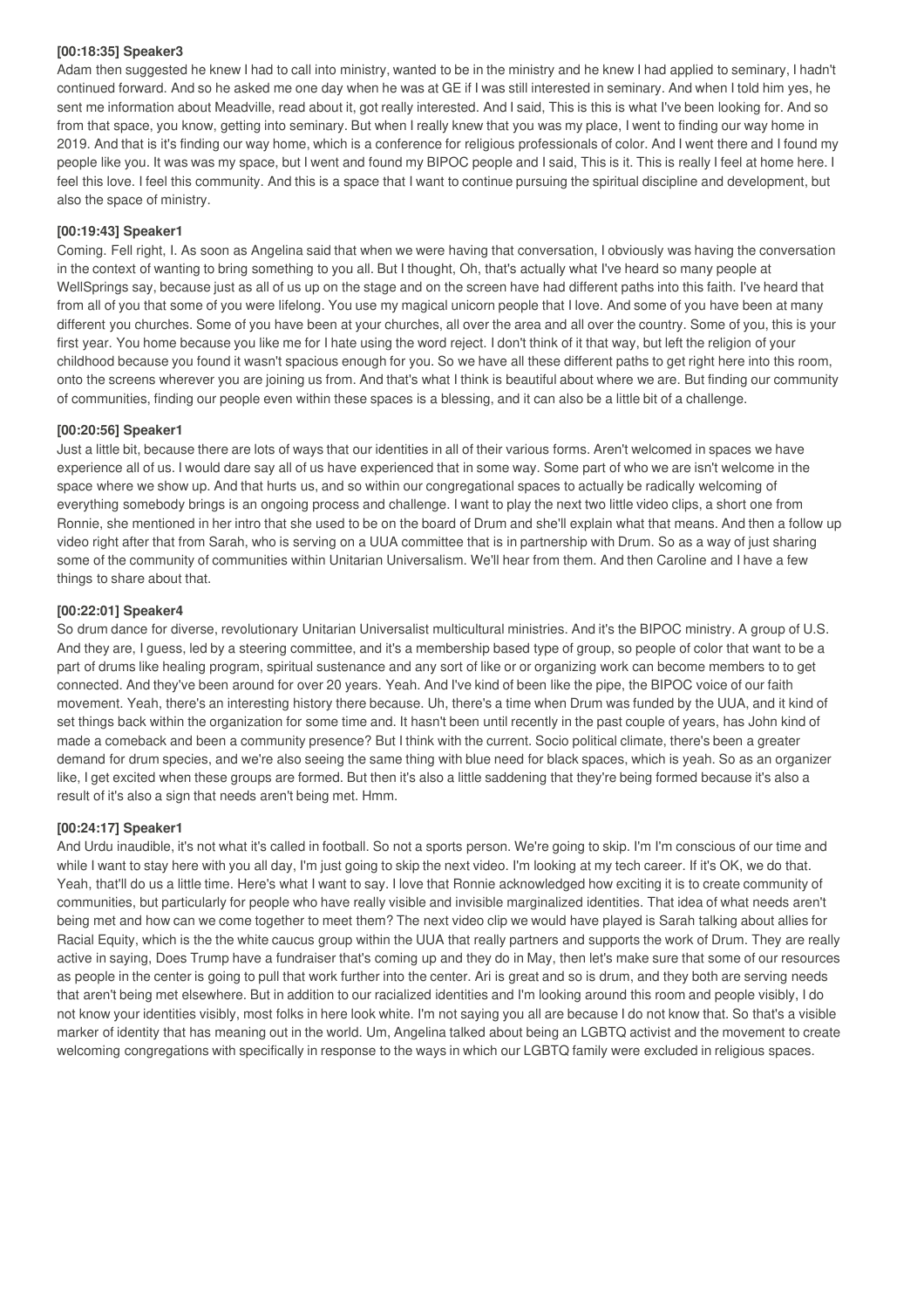**[00:18:35] Speaker3**

Adam then suggested he knew I had to call into ministry, wanted to be in the ministry and he knew I had applied to seminary, I hadn't continued forward. And so he asked me one day when he was at GE if I was still interested in seminary. And when I told him yes, he sent me information about Meadville, read about it, got really interested. And I said, This is this is what I've been looking for. And so from that space, you know, getting into seminary. But when I really knew that you was my place, I went to finding our way home in 2019. And that is it's finding our way home, which is a conference for religious professionals of color. And I went there and I found my people like you. It was was my space, but I went and found my BIPOC people and I said, This is it. This is really I feel at home here. I feel this love. I feel this community. And this is a space that I want to continue pursuing the spiritual discipline and development, but also the space of ministry.

**[00:19:43] Speaker1**

Coming. Fell right, I. As soon as Angelina said that when we were having that conversation, I obviously was having the conversation in the context of wanting to bring something to you all. But I thought, Oh, that's actually what I've heard so many people at WellSprings say, because just as all of us up on the stage and on the screen have had different paths into this faith. I've heard that from all of you that some of you were lifelong. You use my magical unicorn people that I love. And some of you have been at many different you churches. Some of you have been at your churches, all over the area and all over the country. Some of you, this is your first year. You home because you like me for I hate using the word reject. I don't think of it that way, but left the religion of your childhood because you found it wasn't spacious enough for you. So we have all these different paths to get right here into this room, onto the screens wherever you are joining us from. And that's what I think is beautiful about where we are. But finding our community of communities, finding our people even within these spaces is a blessing, and it can also be a little bit of a challenge.

**[00:20:56] Speaker1**

Just a little bit, because there are lots of ways that our identities in all of their various forms. Aren't welcomed in spaces we have experience all of us. I would dare say all of us have experienced that in some way. Some part of who we are isn't welcome in the space where we show up. And that hurts us, and so within our congregational spaces to actually be radically welcoming of everything somebody brings is an ongoing process and challenge. I want to play the next two little video clips, a short one from Ronnie, she mentioned in her intro that she used to be on the board of Drum and she'll explain what that means. And then a follow up video right after that from Sarah, who is serving on a UUA committee that is in partnership with Drum. So as a way of just sharing some of the community of communities within Unitarian Universalism. We'll hear from them. And then Caroline and I have a few things to share about that.

**[00:22:01] Speaker4**

So drum dance for diverse, revolutionary Unitarian Universalist multicultural ministries. And it's the BIPOC ministry. A group of U.S. And they are, I guess, led by a steering committee, and it's a membership based type of group, so people of color that want to be a part of drums like healing program, spiritual sustenance and any sort of like or or organizing work can become members to to get connected. And they've been around for over 20 years. Yeah. And I've kind of been like the pipe, the BIPOC voice of our faith movement. Yeah, there's an interesting history there because. Uh, there's a time when Drum was funded by the UUA, and it kind of set things back within the organization for some time and. It hasn't been until recently in the past couple of years, has John kind of made a comeback and been a community presence? But I think with the current. Socio political climate, there's been a greater demand for drum species, and we're also seeing the same thing with blue need for black spaces, which is yeah. So as an organizer like, I get excited when these groups are formed. But then it's also a little saddening that they're being formed because it's also a result of it's also a sign that needs aren't being met. Hmm.

**[00:24:17] Speaker1**

And Urdu inaudible, it's not what it's called in football. So not a sports person. We're going to skip. I'm I'm conscious of our time and while I want to stay here with you all day, I'm just going to skip the next video. I'm looking at my tech career. If it's OK, we do that. Yeah, that'll do us a little time. Here's what I want to say. I love that Ronnie acknowledged how exciting it is to create community of communities, but particularly for people who have really visible and invisible marginalized identities. That idea of what needs aren't being met and how can we come together to meet them? The next video clip we would have played is Sarah talking about allies for Racial Equity, which is the the white caucus group within the UUA that really partners and supports the work of Drum. They are really active in saying, Does Trump have a fundraiser that's coming up and they do in May, then let's make sure that some of our resources as people in the center is going to pull that work further into the center. Ari is great and so is drum, and they both are serving needs that aren't being met elsewhere. But in addition to our racialized identities and I'm looking around this room and people visibly, I do not know your identities visibly, most folks in here look white. I'm not saying you all are because I do not know that. So that's a visible marker of identity that has meaning out in the world. Um, Angelina talked about being an LGBTQ activist and the movement to create welcoming congregations with specifically in response to the ways in which our LGBTQ family were excluded in religious spaces.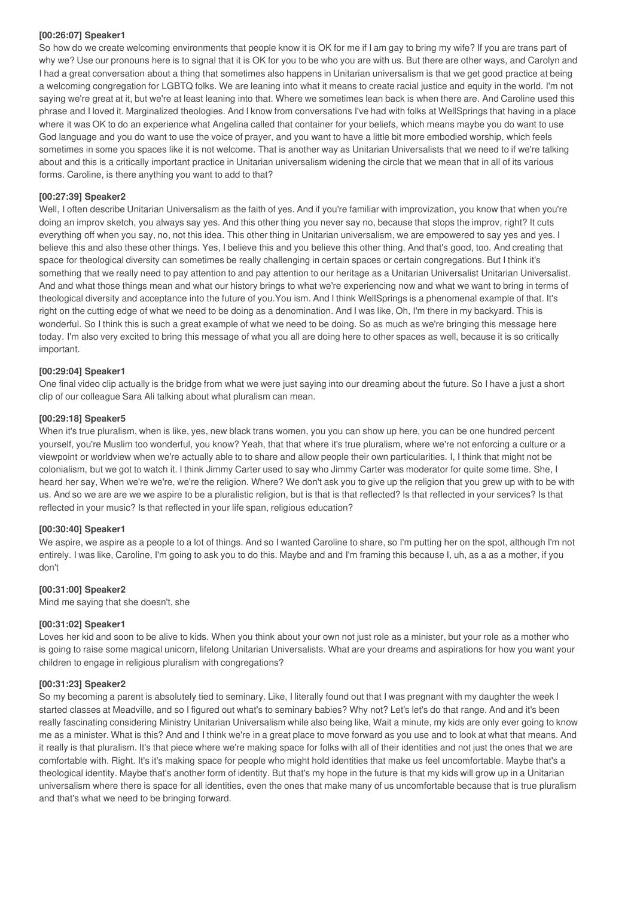**[00:26:07] Speaker1**

So how do we create welcoming environments that people know it is OK for me if I am gay to bring my wife? If you are trans part of why we? Use our pronouns here is to signal that it is OK for you to be who you are with us. But there are other ways, and Carolyn and I had a great conversation about a thing that sometimes also happens in Unitarian universalism is that we get good practice at being a welcoming congregation for LGBTQ folks. We are leaning into what it means to create racial justice and equity in the world. I'm not saying we're great at it, but we're at least leaning into that. Where we sometimes lean back is when there are. And Caroline used this phrase and I loved it. Marginalized theologies. And I know from conversations I've had with folks at WellSprings that having in a place where it was OK to do an experience what Angelina called that container for your beliefs, which means maybe you do want to use God language and you do want to use the voice of prayer, and you want to have a little bit more embodied worship, which feels sometimes in some you spaces like it is not welcome. That is another way as Unitarian Universalists that we need to if we're talking about and this is a critically important practice in Unitarian universalism widening the circle that we mean that in all of its various forms. Caroline, is there anything you want to add to that?

**[00:27:39] Speaker2**

Well, I often describe Unitarian Universalism as the faith of yes. And if you're familiar with improvization, you know that when you're doing an improv sketch, you always say yes. And this other thing you never say no, because that stops the improv, right? It cuts everything off when you say, no, not this idea. This other thing in Unitarian universalism, we are empowered to say yes and yes. I believe this and also these other things. Yes, I believe this and you believe this other thing. And that's good, too. And creating that space for theological diversity can sometimes be really challenging in certain spaces or certain congregations. But I think it's something that we really need to pay attention to and pay attention to our heritage as a Unitarian Universalist Unitarian Universalist. And and what those things mean and what our history brings to what we're experiencing now and what we want to bring in terms of theological diversity and acceptance into the future of you.You ism. And I think WellSprings is a phenomenal example of that. It's right on the cutting edge of what we need to be doing as a denomination. And I was like, Oh, I'm there in my backyard. This is wonderful. So I think this is such a great example of what we need to be doing. So as much as we're bringing this message here today. I'm also very excited to bring this message of what you all are doing here to other spaces as well, because it is so critically important.

**[00:29:04] Speaker1**

One final video clip actually is the bridge from what we were just saying into our dreaming about the future. So I have a just a short clip of our colleague Sara Ali talking about what pluralism can mean.

**[00:29:18] Speaker5**

When it's true pluralism, when is like, yes, new black trans women, you you can show up here, you can be one hundred percent yourself, you're Muslim too wonderful, you know? Yeah, that that where it's true pluralism, where we're not enforcing a culture or a viewpoint or worldview when we're actually able to to share and allow people their own particularities. I, I think that might not be colonialism, but we got to watch it. I think Jimmy Carter used to say who Jimmy Carter was moderator for quite some time. She, I heard her say, When we're we're, we're the religion. Where? We don't ask you to give up the religion that you grew up with to be with us. And so we are are we we aspire to be a pluralistic religion, but is that is that reflected? Is that reflected in your services? Is that reflected in your music? Is that reflected in your life span, religious education?

**[00:30:40] Speaker1**

We aspire, we aspire as a people to a lot of things. And so I wanted Caroline to share, so I'm putting her on the spot, although I'm not entirely. I was like, Caroline, I'm going to ask you to do this. Maybe and and I'm framing this because I, uh, as a as a mother, if you don't

**[00:31:00] Speaker2**

Mind me saying that she doesn't, she

**[00:31:02] Speaker1**

Loves her kid and soon to be alive to kids. When you think about your own not just role as a minister, but your role as a mother who is going to raise some magical unicorn, lifelong Unitarian Universalists. What are your dreams and aspirations for how you want your children to engage in religious pluralism with congregations?

**[00:31:23] Speaker2**

So my becoming a parent is absolutely tied to seminary. Like, I literally found out that I was pregnant with my daughter the week I started classes at Meadville, and so I figured out what's to seminary babies? Why not? Let's let's do that range. And and it's been really fascinating considering Ministry Unitarian Universalism while also being like, Wait a minute, my kids are only ever going to know me as a minister. What is this? And and I think we're in a great place to move forward as you use and to look at what that means. And it really is that pluralism. It's that piece where we're making space for folks with all of their identities and not just the ones that we are comfortable with. Right. It's it's making space for people who might hold identities that make us feel uncomfortable. Maybe that's a theological identity. Maybe that's another form of identity. But that's my hope in the future is that my kids will grow up in a Unitarian universalism where there is space for all identities, even the ones that make many of us uncomfortable because that is true pluralism and that's what we need to be bringing forward.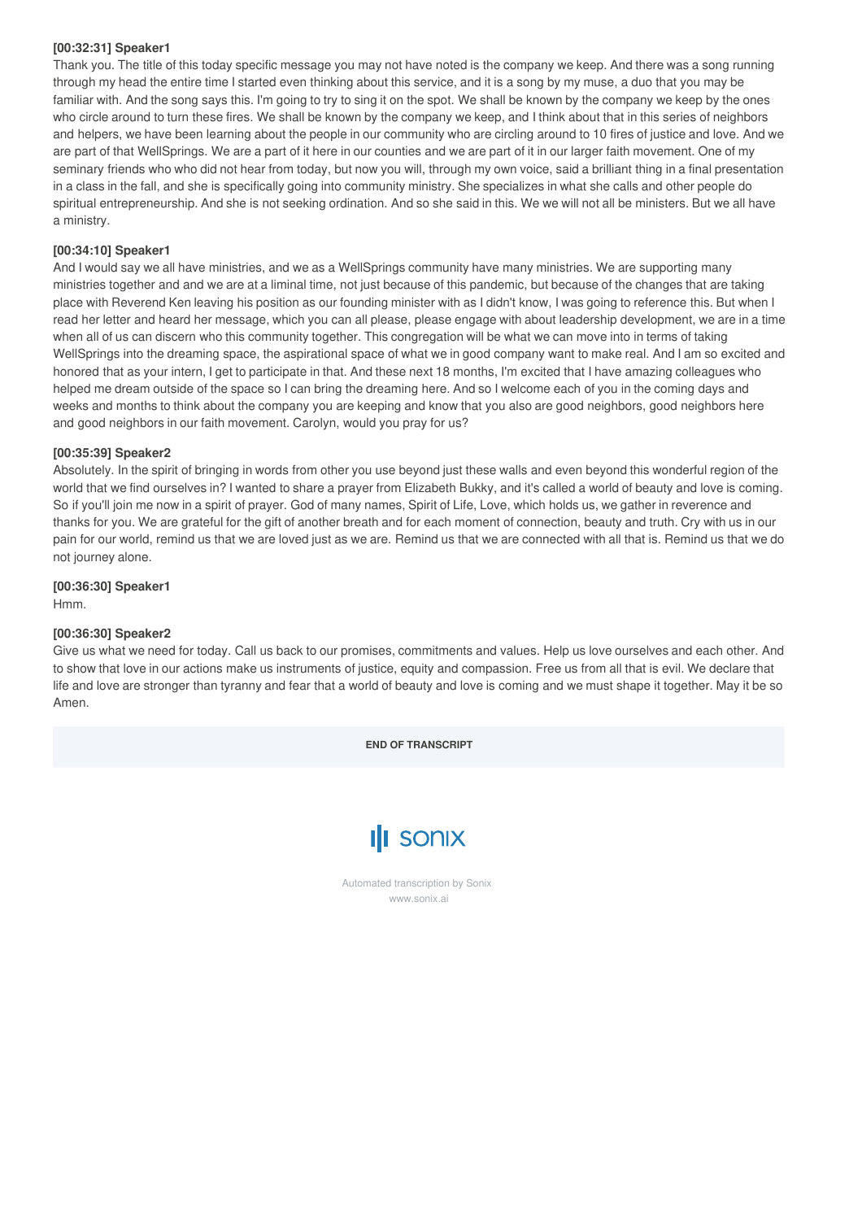**[00:32:31] Speaker1**

Thank you. The title of this today specific message you may not have noted is the company we keep. And there was a song running through my head the entire time I started even thinking about this service, and it is a song by my muse, a duo that you may be familiar with. And the song says this. I'm going to try to sing it on the spot. We shall be known by the company we keep by the ones who circle around to turn these fires. We shall be known by the company we keep, and I think about that in this series of neighbors and helpers, we have been learning about the people in our community who are circling around to 10 fires of justice and love. And we are part of that WellSprings. We are a part of it here in our counties and we are part of it in our larger faith movement. One of my seminary friends who who did not hear from today, but now you will, through my own voice, said a brilliant thing in a final presentation in a class in the fall, and she is specifically going into community ministry. She specializes in what she calls and other people do spiritual entrepreneurship. And she is not seeking ordination. And so she said in this. We we will not all be ministers. But we all have a ministry.

**[00:34:10] Speaker1**

And I would say we all have ministries, and we as a WellSprings community have many ministries. We are supporting many ministries together and and we are at a liminal time, not just because of this pandemic, but because of the changes that are taking place with Reverend Ken leaving his position as our founding minister with as I didn't know, I was going to reference this. But when I read her letter and heard her message, which you can all please, please engage with about leadership development, we are in a time when all of us can discern who this community together. This congregation will be what we can move into in terms of taking WellSprings into the dreaming space, the aspirational space of what we in good company want to make real. And I am so excited and honored that as your intern, I get to participate in that. And these next 18 months, I'm excited that I have amazing colleagues who helped me dream outside of the space so I can bring the dreaming here. And so I welcome each of you in the coming days and weeks and months to think about the company you are keeping and know that you also are good neighbors, good neighbors here and good neighbors in our faith movement. Carolyn, would you pray for us?

**[00:35:39] Speaker2**

Absolutely. In the spirit of bringing in words from other you use beyond just these walls and even beyond this wonderful region of the world that we find ourselves in? I wanted to share a prayer from Elizabeth Bukky, and it's called a world of beauty and love is coming. So if you'll join me now in a spirit of prayer. God of many names, Spirit of Life, Love, which holds us, we gather in reverence and thanks for you. We are grateful for the gift of another breath and for each moment of connection, beauty and truth. Cry with us in our pain for our world, remind us that we are loved just as we are. Remind us that we are connected with all that is. Remind us that we do not journey alone.

**[00:36:30] Speaker1**

Hmm.

**[00:36:30] Speaker2**

Give us what we need for today. Call us back to our promises, commitments and values. Help us love ourselves and each other. And to show that love in our actions make us instruments of justice, equity and compassion. Free us from all that is evil. We declare that life and love are stronger than tyranny and fear that a world of beauty and love is coming and we must shape it together. May it be so Amen.

**END OF TRANSCRIPT**

sonix

Automated transcription by Sonix
www.sonix.ai